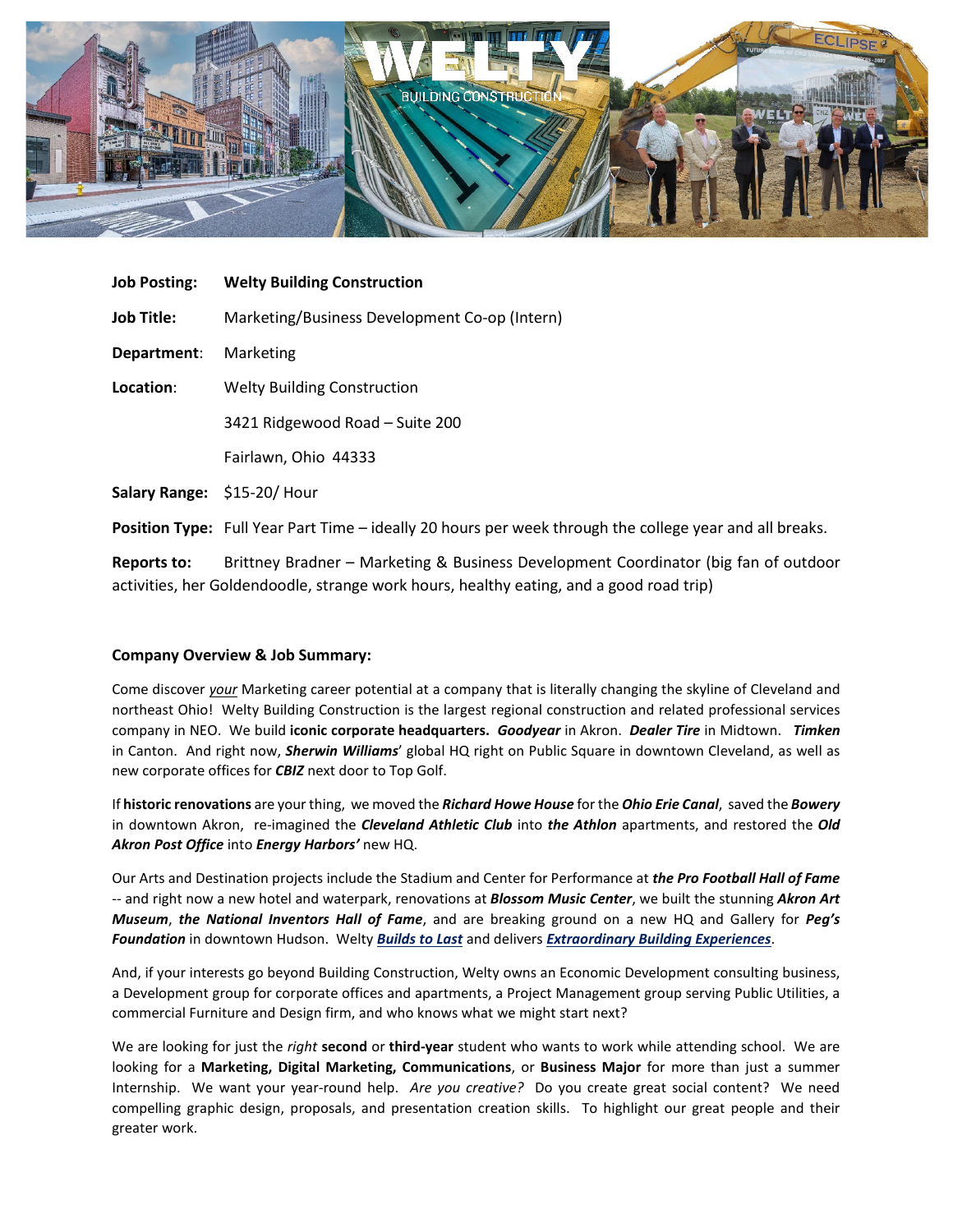**Job Posting:** **Welty Building Construction**

**Job Title:** Marketing/Business Development Co-op (Intern)

**Department**: Marketing

**Location**: Welty Building Construction

3421 Ridgewood Road – Suite 200

Fairlawn, Ohio 44333

**Salary Range:** $15-20/ Hour

**Position Type:** Full Year Part Time – ideally 20 hours per week through the college year and all breaks.

**Reports to:** Brittney Bradner – Marketing & Business Development Coordinator (big fan of outdoor activities, her Goldendoodle, strange work hours, healthy eating, and a good road trip)

**Company Overview & Job Summary:**

Come discover *your* Marketing career potential at a company that is literally changing the skyline of Cleveland and northeast Ohio! Welty Building Construction is the largest regional construction and related professional services company in NEO. We build **iconic corporate headquarters.** ***Goodyear*** in Akron. ***Dealer Tire*** in Midtown. ***Timken*** in Canton. And right now, ***Sherwin Williams***' global HQ right on Public Square in downtown Cleveland, as well as new corporate offices for ***CBIZ*** next door to Top Golf.

If **historic renovations** are your thing, we moved the ***Richard Howe House*** for the ***Ohio Erie Canal***, saved the ***Bowery*** in downtown Akron, re-imagined the ***Cleveland Athletic Club*** into ***the Athlon*** apartments, and restored the ***Old Akron Post Office*** into ***Energy Harbors'*** new HQ.

Our Arts and Destination projects include the Stadium and Center for Performance at ***the Pro Football Hall of Fame*** -- and right now a new hotel and waterpark, renovations at ***Blossom Music Center***, we built the stunning ***Akron Art Museum***, ***the National Inventors Hall of Fame***, and are breaking ground on a new HQ and Gallery for ***Peg's Foundation*** in downtown Hudson. Welty ***Builds to Last*** and delivers ***Extraordinary Building Experiences***.

And, if your interests go beyond Building Construction, Welty owns an Economic Development consulting business, a Development group for corporate offices and apartments, a Project Management group serving Public Utilities, a commercial Furniture and Design firm, and who knows what we might start next?

We are looking for just the *right* **second** or **third-year** student who wants to work while attending school. We are looking for a **Marketing, Digital Marketing, Communications**, or **Business Major** for more than just a summer Internship. We want your year-round help. *Are you creative?* Do you create great social content? We need compelling graphic design, proposals, and presentation creation skills. To highlight our great people and their greater work.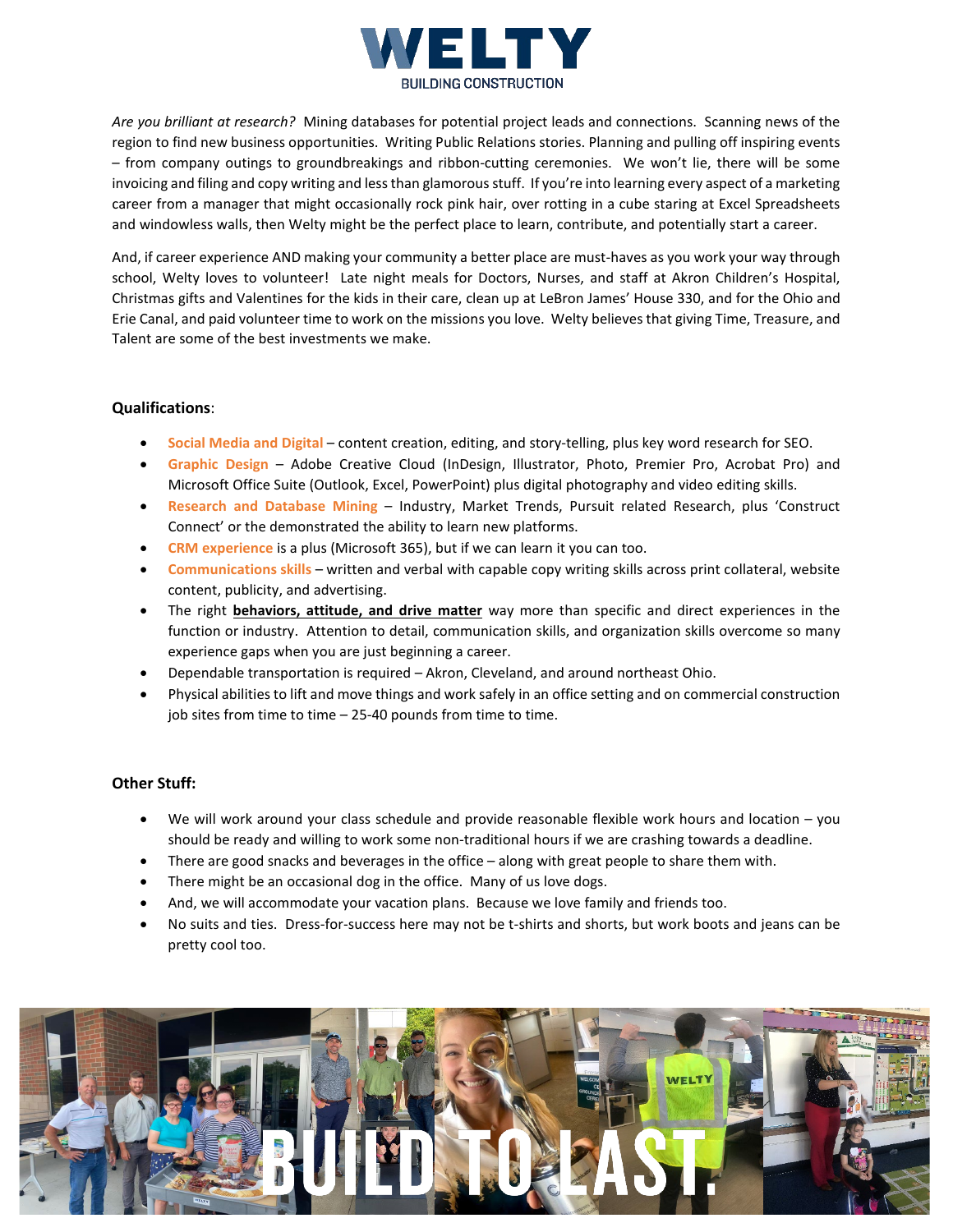**WELTY**
BUILDING CONSTRUCTION

*Are you brilliant at research?* Mining databases for potential project leads and connections. Scanning news of the region to find new business opportunities. Writing Public Relations stories. Planning and pulling off inspiring events – from company outings to groundbreakings and ribbon-cutting ceremonies. We won't lie, there will be some invoicing and filing and copy writing and less than glamorous stuff. If you're into learning every aspect of a marketing career from a manager that might occasionally rock pink hair, over rotting in a cube staring at Excel Spreadsheets and windowless walls, then Welty might be the perfect place to learn, contribute, and potentially start a career.

And, if career experience AND making your community a better place are must-haves as you work your way through school, Welty loves to volunteer! Late night meals for Doctors, Nurses, and staff at Akron Children's Hospital, Christmas gifts and Valentines for the kids in their care, clean up at LeBron James' House 330, and for the Ohio and Erie Canal, and paid volunteer time to work on the missions you love. Welty believes that giving Time, Treasure, and Talent are some of the best investments we make.

**Qualifications**:

- **Social Media and Digital** – content creation, editing, and story-telling, plus key word research for SEO.
- **Graphic Design** – Adobe Creative Cloud (InDesign, Illustrator, Photo, Premier Pro, Acrobat Pro) and Microsoft Office Suite (Outlook, Excel, PowerPoint) plus digital photography and video editing skills.
- **Research and Database Mining** – Industry, Market Trends, Pursuit related Research, plus 'Construct Connect' or the demonstrated the ability to learn new platforms.
- **CRM experience** is a plus (Microsoft 365), but if we can learn it you can too.
- **Communications skills** – written and verbal with capable copy writing skills across print collateral, website content, publicity, and advertising.
- The right **behaviors, attitude, and drive matter** way more than specific and direct experiences in the function or industry. Attention to detail, communication skills, and organization skills overcome so many experience gaps when you are just beginning a career.
- Dependable transportation is required – Akron, Cleveland, and around northeast Ohio.
- Physical abilities to lift and move things and work safely in an office setting and on commercial construction job sites from time to time – 25-40 pounds from time to time.

**Other Stuff:**

- We will work around your class schedule and provide reasonable flexible work hours and location – you should be ready and willing to work some non-traditional hours if we are crashing towards a deadline.
- There are good snacks and beverages in the office – along with great people to share them with.
- There might be an occasional dog in the office. Many of us love dogs.
- And, we will accommodate your vacation plans. Because we love family and friends too.
- No suits and ties. Dress-for-success here may not be t-shirts and shorts, but work boots and jeans can be pretty cool too.

BUILD TO LAST.